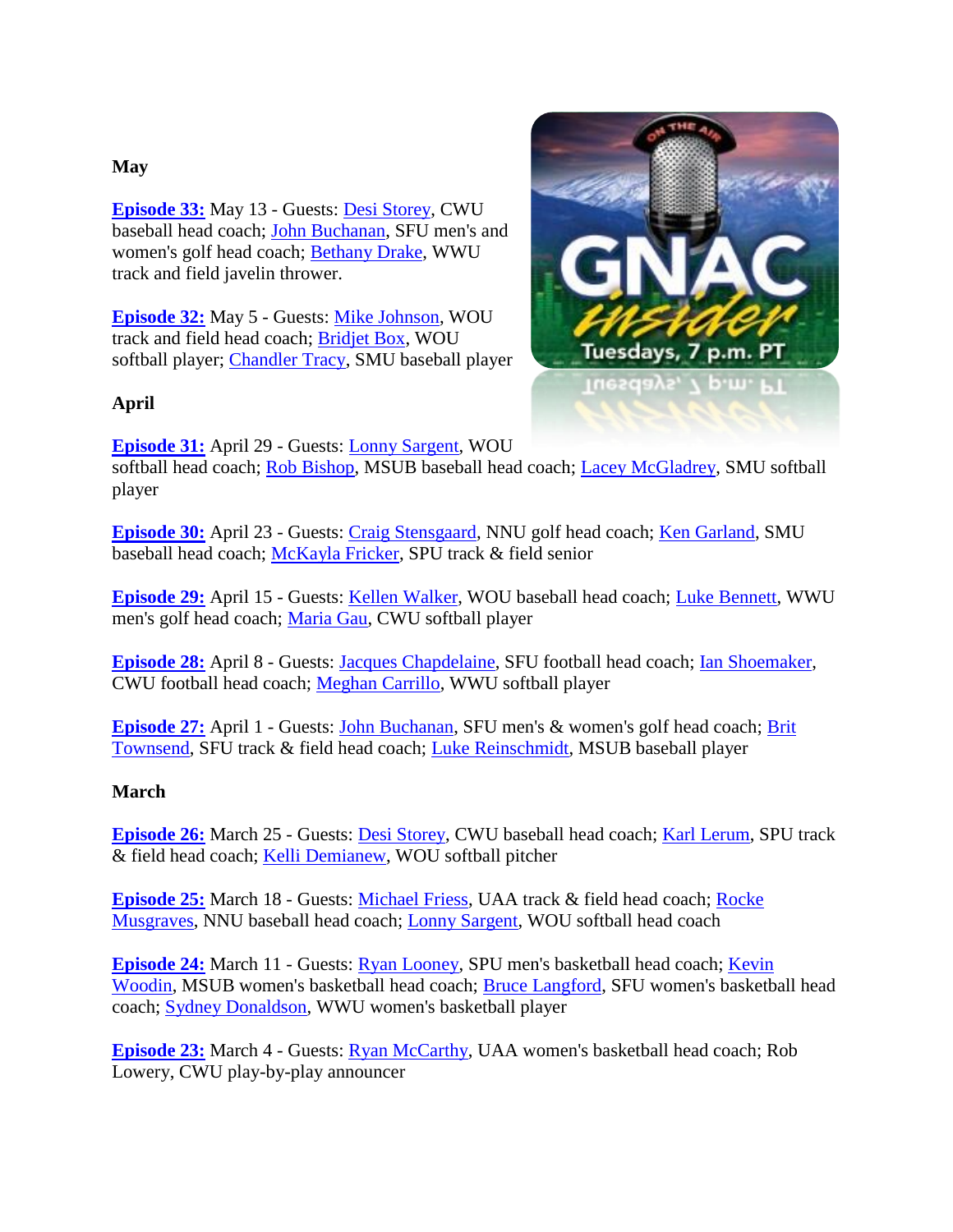### May

**Episode 33:** May 13 - Guests: Desi Storey, CWU baseball head coach; John Buchanan, SFU men's and women's golf head coach; Bethany Drake, WWU track and field javelin thrower.

**Episode 32:** May 5 - Guests: Mike Johnson, WOU track and field head coach; Bridjet Box, WOU softball player; Chandler Tracy, SMU baseball player

### April

**Episode 31:** April 29 - Guests: Lonny Sargent, WOU softball head coach; Rob Bishop, MSUB baseball head coach; Lacey McGladrey, SMU softball player

**Episode 30:** April 23 - Guests: Craig Stensgaard, NNU golf head coach; Ken Garland, SMU baseball head coach; McKayla Fricker, SPU track & field senior

**Episode 29:** April 15 - Guests: Kellen Walker, WOU baseball head coach; Luke Bennett, WWU men's golf head coach; Maria Gau, CWU softball player

**Episode 28:** April 8 - Guests: Jacques Chapdelaine, SFU football head coach; Ian Shoemaker, CWU football head coach; Meghan Carrillo, WWU softball player

**Episode 27:** April 1 - Guests: John Buchanan, SFU men's & women's golf head coach; Brit Townsend, SFU track & field head coach; Luke Reinschmidt, MSUB baseball player

### March

**Episode 26:** March 25 - Guests: Desi Storey, CWU baseball head coach; Karl Lerum, SPU track & field head coach; Kelli Demianew, WOU softball pitcher

**Episode 25:** March 18 - Guests: Michael Friess, UAA track & field head coach; Rocke Musgraves, NNU baseball head coach; Lonny Sargent, WOU softball head coach

**Episode 24:** March 11 - Guests: Ryan Looney, SPU men's basketball head coach; Kevin Woodin, MSUB women's basketball head coach; Bruce Langford, SFU women's basketball head coach; Sydney Donaldson, WWU women's basketball player

**Episode 23:** March 4 - Guests: Ryan McCarthy, UAA women's basketball head coach; Rob Lowery, CWU play-by-play announcer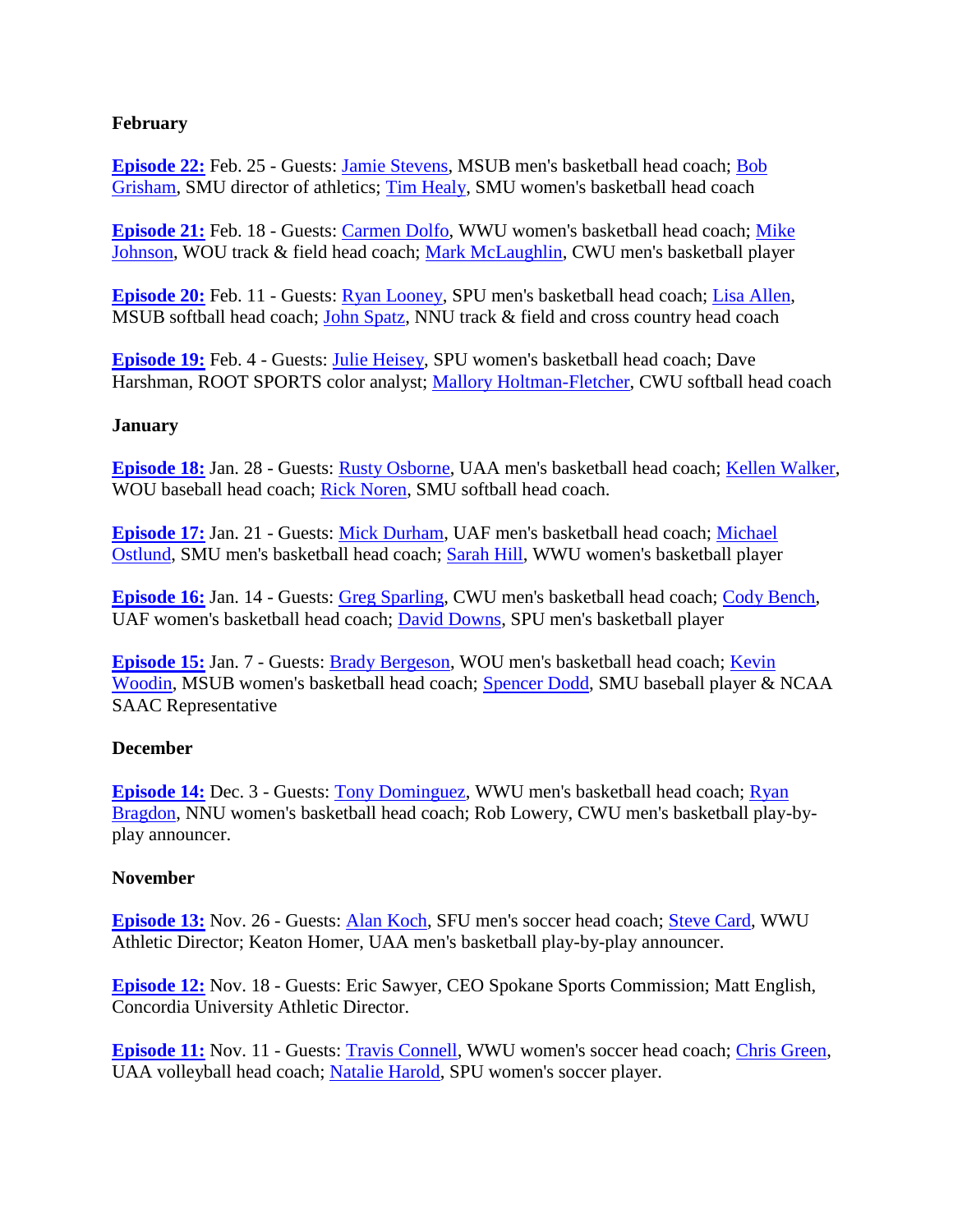**February**

**Episode 22:** Feb. 25 - Guests: Jamie Stevens, MSUB men's basketball head coach; Bob Grisham, SMU director of athletics; Tim Healy, SMU women's basketball head coach

**Episode 21:** Feb. 18 - Guests: Carmen Dolfo, WWU women's basketball head coach; Mike Johnson, WOU track & field head coach; Mark McLaughlin, CWU men's basketball player

**Episode 20:** Feb. 11 - Guests: Ryan Looney, SPU men's basketball head coach; Lisa Allen, MSUB softball head coach; John Spatz, NNU track & field and cross country head coach

**Episode 19:** Feb. 4 - Guests: Julie Heisey, SPU women's basketball head coach; Dave Harshman, ROOT SPORTS color analyst; Mallory Holtman-Fletcher, CWU softball head coach

**January**

**Episode 18:** Jan. 28 - Guests: Rusty Osborne, UAA men's basketball head coach; Kellen Walker, WOU baseball head coach; Rick Noren, SMU softball head coach.

**Episode 17:** Jan. 21 - Guests: Mick Durham, UAF men's basketball head coach; Michael Ostlund, SMU men's basketball head coach; Sarah Hill, WWU women's basketball player

**Episode 16:** Jan. 14 - Guests: Greg Sparling, CWU men's basketball head coach; Cody Bench, UAF women's basketball head coach; David Downs, SPU men's basketball player

**Episode 15:** Jan. 7 - Guests: Brady Bergeson, WOU men's basketball head coach; Kevin Woodin, MSUB women's basketball head coach; Spencer Dodd, SMU baseball player & NCAA SAAC Representative

**December**

**Episode 14:** Dec. 3 - Guests: Tony Dominguez, WWU men's basketball head coach; Ryan Bragdon, NNU women's basketball head coach; Rob Lowery, CWU men's basketball play-by-play announcer.

**November**

**Episode 13:** Nov. 26 - Guests: Alan Koch, SFU men's soccer head coach; Steve Card, WWU Athletic Director; Keaton Homer, UAA men's basketball play-by-play announcer.

**Episode 12:** Nov. 18 - Guests: Eric Sawyer, CEO Spokane Sports Commission; Matt English, Concordia University Athletic Director.

**Episode 11:** Nov. 11 - Guests: Travis Connell, WWU women's soccer head coach; Chris Green, UAA volleyball head coach; Natalie Harold, SPU women's soccer player.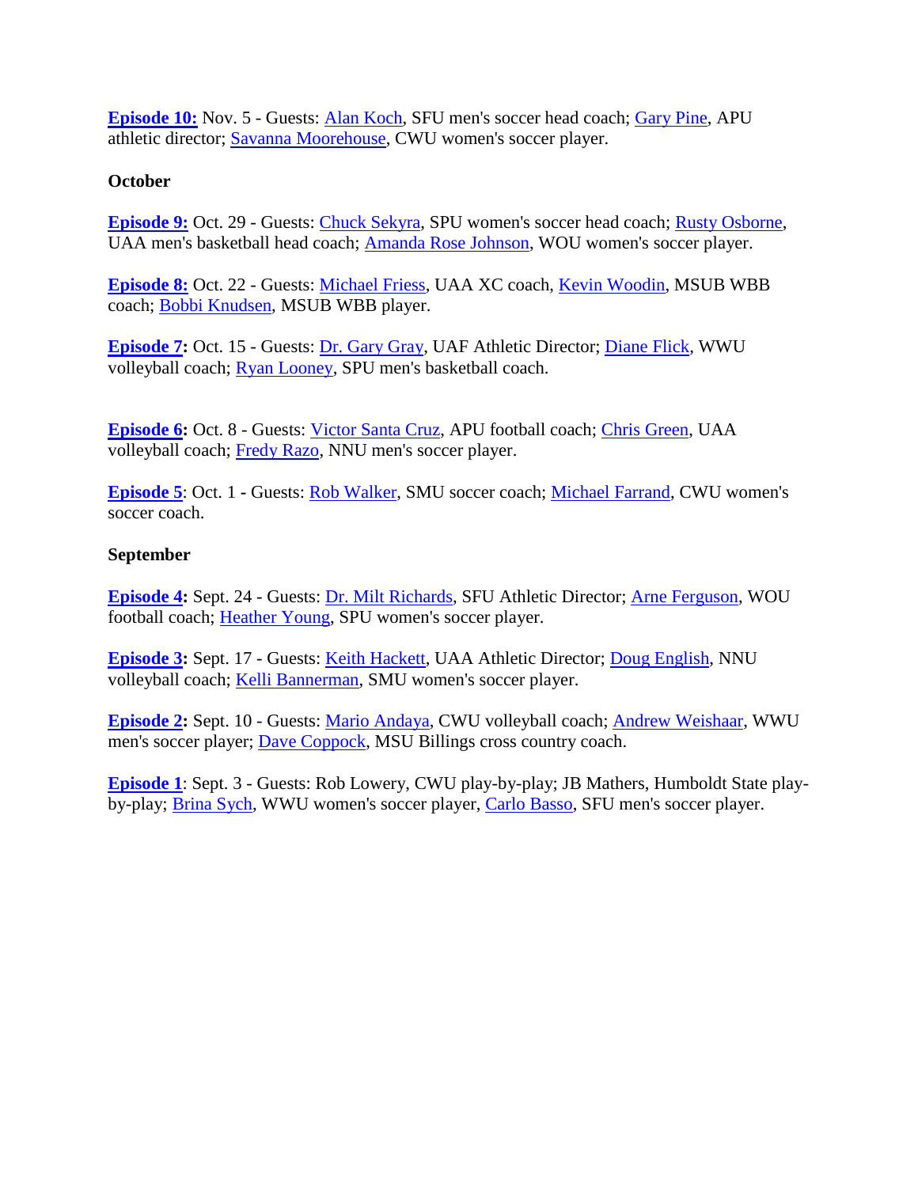**Episode 10:** Nov. 5 - Guests: Alan Koch, SFU men's soccer head coach; Gary Pine, APU athletic director; Savanna Moorehouse, CWU women's soccer player.

**October**

**Episode 9:** Oct. 29 - Guests: Chuck Sekyra, SPU women's soccer head coach; Rusty Osborne, UAA men's basketball head coach; Amanda Rose Johnson, WOU women's soccer player.

**Episode 8:** Oct. 22 - Guests: Michael Friess, UAA XC coach, Kevin Woodin, MSUB WBB coach; Bobbi Knudsen, MSUB WBB player.

**Episode 7:** Oct. 15 - Guests: Dr. Gary Gray, UAF Athletic Director; Diane Flick, WWU volleyball coach; Ryan Looney, SPU men's basketball coach.

**Episode 6:** Oct. 8 - Guests: Victor Santa Cruz, APU football coach; Chris Green, UAA volleyball coach; Fredy Razo, NNU men's soccer player.

**Episode 5**: Oct. 1 - Guests: Rob Walker, SMU soccer coach; Michael Farrand, CWU women's soccer coach.

**September**

**Episode 4:** Sept. 24 - Guests: Dr. Milt Richards, SFU Athletic Director; Arne Ferguson, WOU football coach; Heather Young, SPU women's soccer player.

**Episode 3:** Sept. 17 - Guests: Keith Hackett, UAA Athletic Director; Doug English, NNU volleyball coach; Kelli Bannerman, SMU women's soccer player.

**Episode 2:** Sept. 10 - Guests: Mario Andaya, CWU volleyball coach; Andrew Weishaar, WWU men's soccer player; Dave Coppock, MSU Billings cross country coach.

**Episode 1**: Sept. 3 - Guests: Rob Lowery, CWU play-by-play; JB Mathers, Humboldt State play-by-play; Brina Sych, WWU women's soccer player, Carlo Basso, SFU men's soccer player.